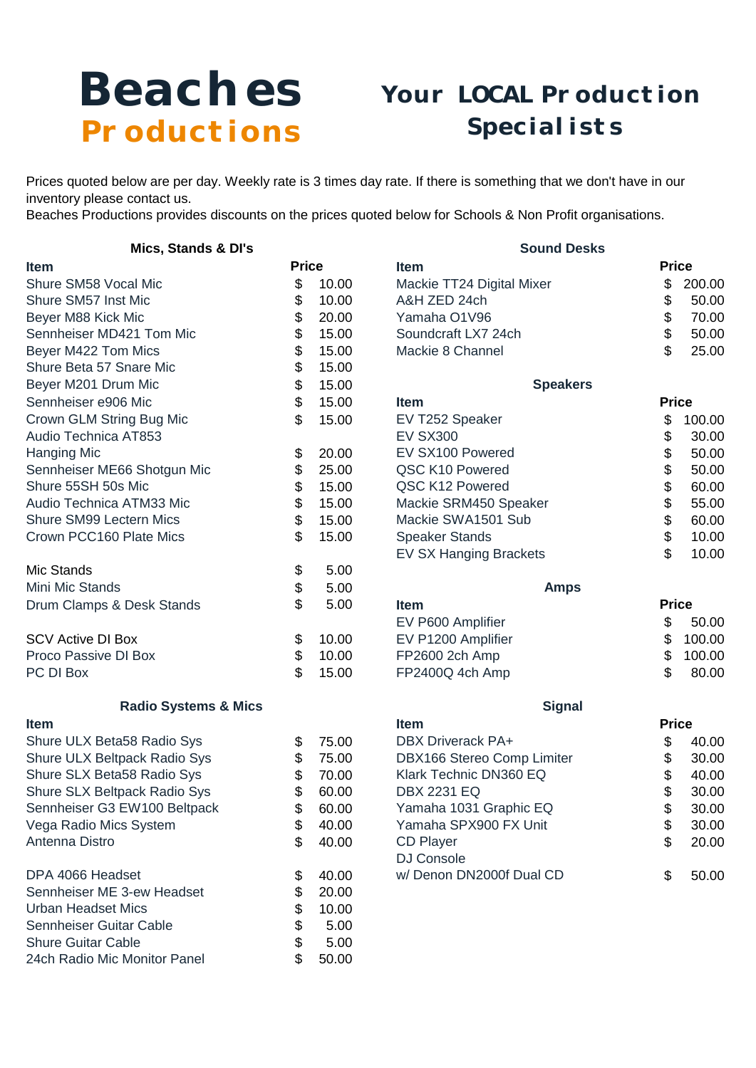# Beaches Productions

## Your LOCAL Production Specialists

Prices quoted below are per day. Weekly rate is 3 times day rate. If there is something that we don't have in our inventory please contact us.
Beaches Productions provides discounts on the prices quoted below for Schools & Non Profit organisations.

### Mics, Stands & DI's

| Item | Price |
|---|---|
| Shure SM58 Vocal Mic | $ 10.00 |
| Shure SM57 Inst Mic | $ 10.00 |
| Beyer M88 Kick Mic | $ 20.00 |
| Sennheiser MD421 Tom Mic | $ 15.00 |
| Beyer M422 Tom Mics | $ 15.00 |
| Shure Beta 57 Snare Mic | $ 15.00 |
| Beyer M201 Drum Mic | $ 15.00 |
| Sennheiser e906 Mic | $ 15.00 |
| Crown GLM String Bug Mic | $ 15.00 |
| Audio Technica AT853 Hanging Mic | $ 20.00 |
| Sennheiser ME66 Shotgun Mic | $ 25.00 |
| Shure 55SH 50s Mic | $ 15.00 |
| Audio Technica ATM33 Mic | $ 15.00 |
| Shure SM99 Lectern Mics | $ 15.00 |
| Crown PCC160 Plate Mics | $ 15.00 |
| | |
| Mic Stands | $ 5.00 |
| Mini Mic Stands | $ 5.00 |
| Drum Clamps & Desk Stands | $ 5.00 |
| | |
| SCV Active DI Box | $ 10.00 |
| Proco Passive DI Box | $ 10.00 |
| PC DI Box | $ 15.00 |

### Radio Systems & Mics

| Item | Price |
|---|---|
| Shure ULX Beta58 Radio Sys | $ 75.00 |
| Shure ULX Beltpack Radio Sys | $ 75.00 |
| Shure SLX Beta58 Radio Sys | $ 70.00 |
| Shure SLX Beltpack Radio Sys | $ 60.00 |
| Sennheiser G3 EW100 Beltpack | $ 60.00 |
| Vega Radio Mics System | $ 40.00 |
| Antenna Distro | $ 40.00 |
| | |
| DPA 4066 Headset | $ 40.00 |
| Sennheiser ME 3-ew Headset | $ 20.00 |
| Urban Headset Mics | $ 10.00 |
| Sennheiser Guitar Cable | $ 5.00 |
| Shure Guitar Cable | $ 5.00 |
| 24ch Radio Mic Monitor Panel | $ 50.00 |

### Sound Desks

| Item | Price |
|---|---|
| Mackie TT24 Digital Mixer | $ 200.00 |
| A&H ZED 24ch | $ 50.00 |
| Yamaha O1V96 | $ 70.00 |
| Soundcraft LX7 24ch | $ 50.00 |
| Mackie 8 Channel | $ 25.00 |

### Speakers

| Item | Price |
|---|---|
| EV T252 Speaker | $ 100.00 |
| EV SX300 | $ 30.00 |
| EV SX100 Powered | $ 50.00 |
| QSC K10 Powered | $ 50.00 |
| QSC K12 Powered | $ 60.00 |
| Mackie SRM450 Speaker | $ 55.00 |
| Mackie SWA1501 Sub | $ 60.00 |
| Speaker Stands | $ 10.00 |
| EV SX Hanging Brackets | $ 10.00 |

### Amps

| Item | Price |
|---|---|
| EV P600 Amplifier | $ 50.00 |
| EV P1200 Amplifier | $ 100.00 |
| FP2600 2ch Amp | $ 100.00 |
| FP2400Q 4ch Amp | $ 80.00 |

### Signal

| Item | Price |
|---|---|
| DBX Driverack PA+ | $ 40.00 |
| DBX166 Stereo Comp Limiter | $ 30.00 |
| Klark Technic DN360 EQ | $ 40.00 |
| DBX 2231 EQ | $ 30.00 |
| Yamaha 1031 Graphic EQ | $ 30.00 |
| Yamaha SPX900 FX Unit | $ 30.00 |
| CD Player | $ 20.00 |
| DJ Console w/ Denon DN2000f Dual CD | $ 50.00 |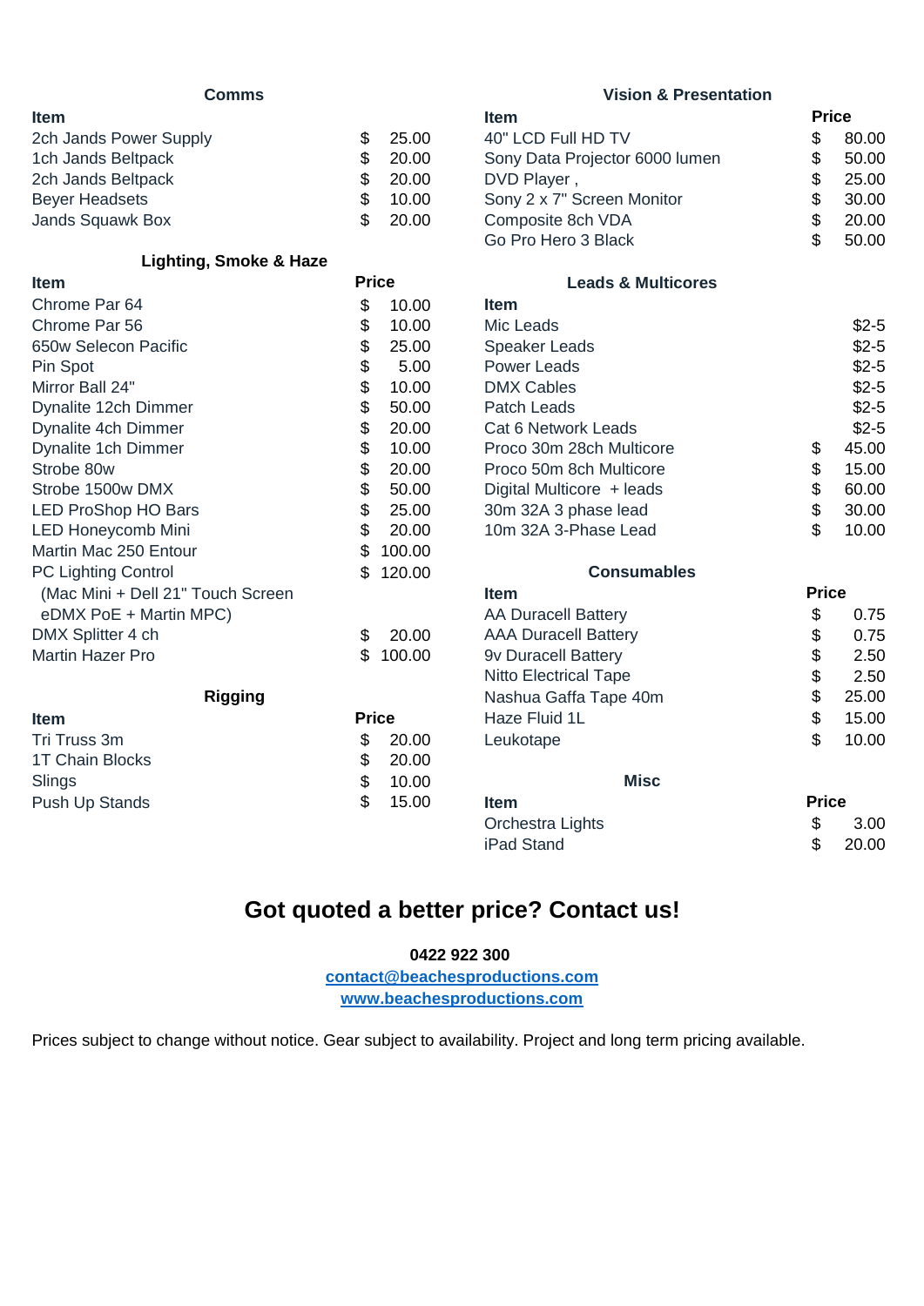### Comms

| Item | |
|---|---|
| 2ch Jands Power Supply | $ 25.00 |
| 1ch Jands Beltpack | $ 20.00 |
| 2ch Jands Beltpack | $ 20.00 |
| Beyer Headsets | $ 10.00 |
| Jands Squawk Box | $ 20.00 |

### Lighting, Smoke & Haze

| Item | Price |
|---|---|
| Chrome Par 64 | $ 10.00 |
| Chrome Par 56 | $ 10.00 |
| 650w Selecon Pacific | $ 25.00 |
| Pin Spot | $ 5.00 |
| Mirror Ball 24" | $ 10.00 |
| Dynalite 12ch Dimmer | $ 50.00 |
| Dynalite 4ch Dimmer | $ 20.00 |
| Dynalite 1ch Dimmer | $ 10.00 |
| Strobe 80w | $ 20.00 |
| Strobe 1500w DMX | $ 50.00 |
| LED ProShop HO Bars | $ 25.00 |
| LED Honeycomb Mini | $ 20.00 |
| Martin Mac 250 Entour | $ 100.00 |
| PC Lighting Control | $ 120.00 |
| (Mac Mini + Dell 21" Touch Screen | |
| eDMX PoE + Martin MPC) | |
| DMX Splitter 4 ch | $ 20.00 |
| Martin Hazer Pro | $ 100.00 |

### Rigging

| Item | Price |
|---|---|
| Tri Truss 3m | $ 20.00 |
| 1T Chain Blocks | $ 20.00 |
| Slings | $ 10.00 |
| Push Up Stands | $ 15.00 |

### Vision & Presentation

| Item | Price |
|---|---|
| 40" LCD Full HD TV | $ 80.00 |
| Sony Data Projector 6000 lumen | $ 50.00 |
| DVD Player , | $ 25.00 |
| Sony 2 x 7" Screen Monitor | $ 30.00 |
| Composite 8ch VDA | $ 20.00 |
| Go Pro Hero 3 Black | $ 50.00 |

### Leads & Multicores

| Item | |
|---|---|
| Mic Leads | $2-5 |
| Speaker Leads | $2-5 |
| Power Leads | $2-5 |
| DMX Cables | $2-5 |
| Patch Leads | $2-5 |
| Cat 6 Network Leads | $2-5 |
| Proco 30m 28ch Multicore | $ 45.00 |
| Proco 50m 8ch Multicore | $ 15.00 |
| Digital Multicore + leads | $ 60.00 |
| 30m 32A 3 phase lead | $ 30.00 |
| 10m 32A 3-Phase Lead | $ 10.00 |

### Consumables

| Item | Price |
|---|---|
| AA Duracell Battery | $ 0.75 |
| AAA Duracell Battery | $ 0.75 |
| 9v Duracell Battery | $ 2.50 |
| Nitto Electrical Tape | $ 2.50 |
| Nashua Gaffa Tape 40m | $ 25.00 |
| Haze Fluid 1L | $ 15.00 |
| Leukotape | $ 10.00 |

### Misc

| Item | Price |
|---|---|
| Orchestra Lights | $ 3.00 |
| iPad Stand | $ 20.00 |

## Got quoted a better price? Contact us!

**0422 922 300**

**contact@beachesproductions.com**

**www.beachesproductions.com**

Prices subject to change without notice. Gear subject to availability. Project and long term pricing available.